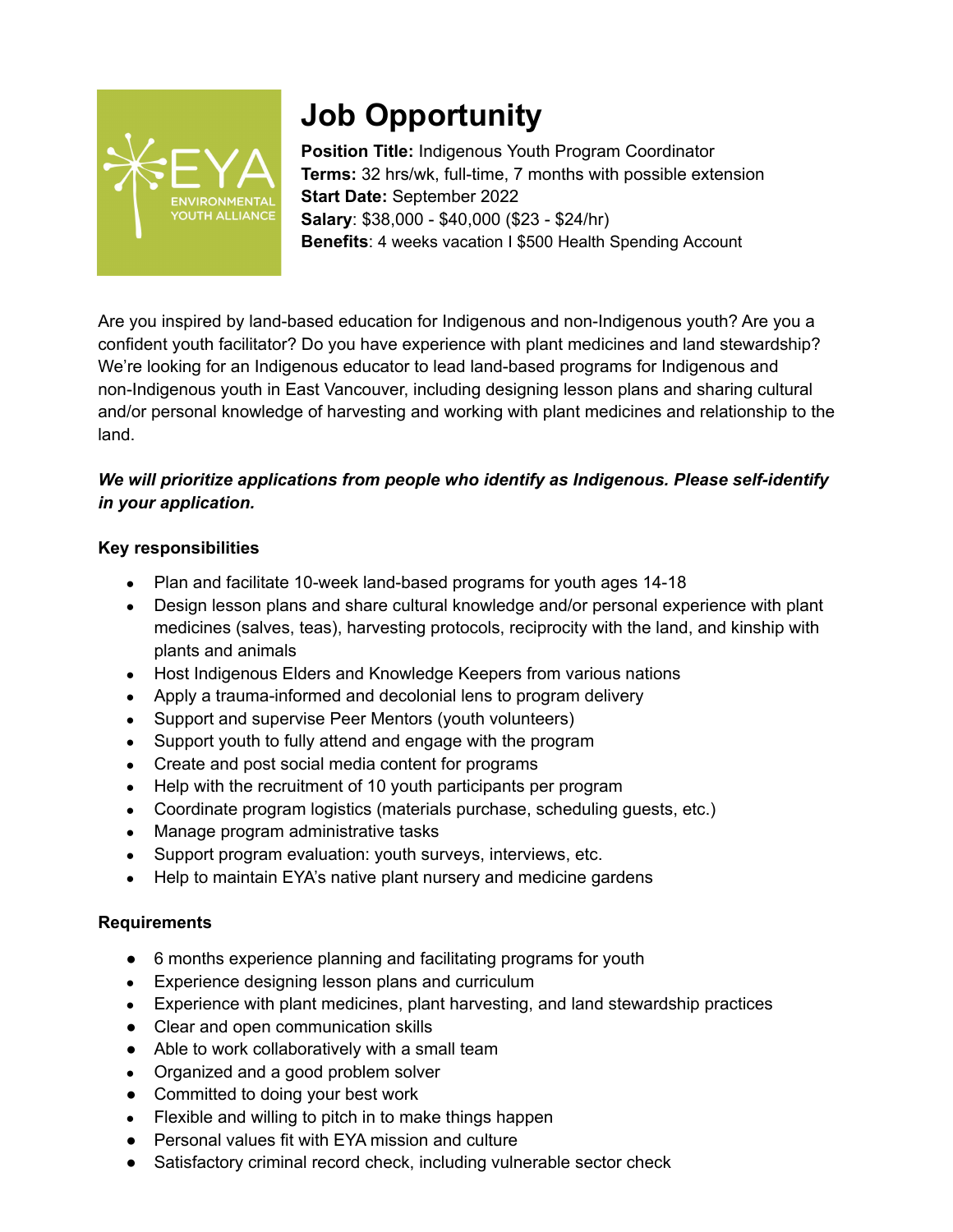# Job Opportunity

**Position Title:** Indigenous Youth Program Coordinator
**Terms:** 32 hrs/wk, full-time, 7 months with possible extension
**Start Date:** September 2022
**Salary**: $38,000 - $40,000 ($23 - $24/hr)
**Benefits**: 4 weeks vacation I $500 Health Spending Account

Are you inspired by land-based education for Indigenous and non-Indigenous youth? Are you a confident youth facilitator? Do you have experience with plant medicines and land stewardship? We're looking for an Indigenous educator to lead land-based programs for Indigenous and non-Indigenous youth in East Vancouver, including designing lesson plans and sharing cultural and/or personal knowledge of harvesting and working with plant medicines and relationship to the land.

***We will prioritize applications from people who identify as Indigenous. Please self-identify in your application.***

### Key responsibilities

- Plan and facilitate 10-week land-based programs for youth ages 14-18
- Design lesson plans and share cultural knowledge and/or personal experience with plant medicines (salves, teas), harvesting protocols, reciprocity with the land, and kinship with plants and animals
- Host Indigenous Elders and Knowledge Keepers from various nations
- Apply a trauma-informed and decolonial lens to program delivery
- Support and supervise Peer Mentors (youth volunteers)
- Support youth to fully attend and engage with the program
- Create and post social media content for programs
- Help with the recruitment of 10 youth participants per program
- Coordinate program logistics (materials purchase, scheduling guests, etc.)
- Manage program administrative tasks
- Support program evaluation: youth surveys, interviews, etc.
- Help to maintain EYA's native plant nursery and medicine gardens

### Requirements

- 6 months experience planning and facilitating programs for youth
- Experience designing lesson plans and curriculum
- Experience with plant medicines, plant harvesting, and land stewardship practices
- Clear and open communication skills
- Able to work collaboratively with a small team
- Organized and a good problem solver
- Committed to doing your best work
- Flexible and willing to pitch in to make things happen
- Personal values fit with EYA mission and culture
- Satisfactory criminal record check, including vulnerable sector check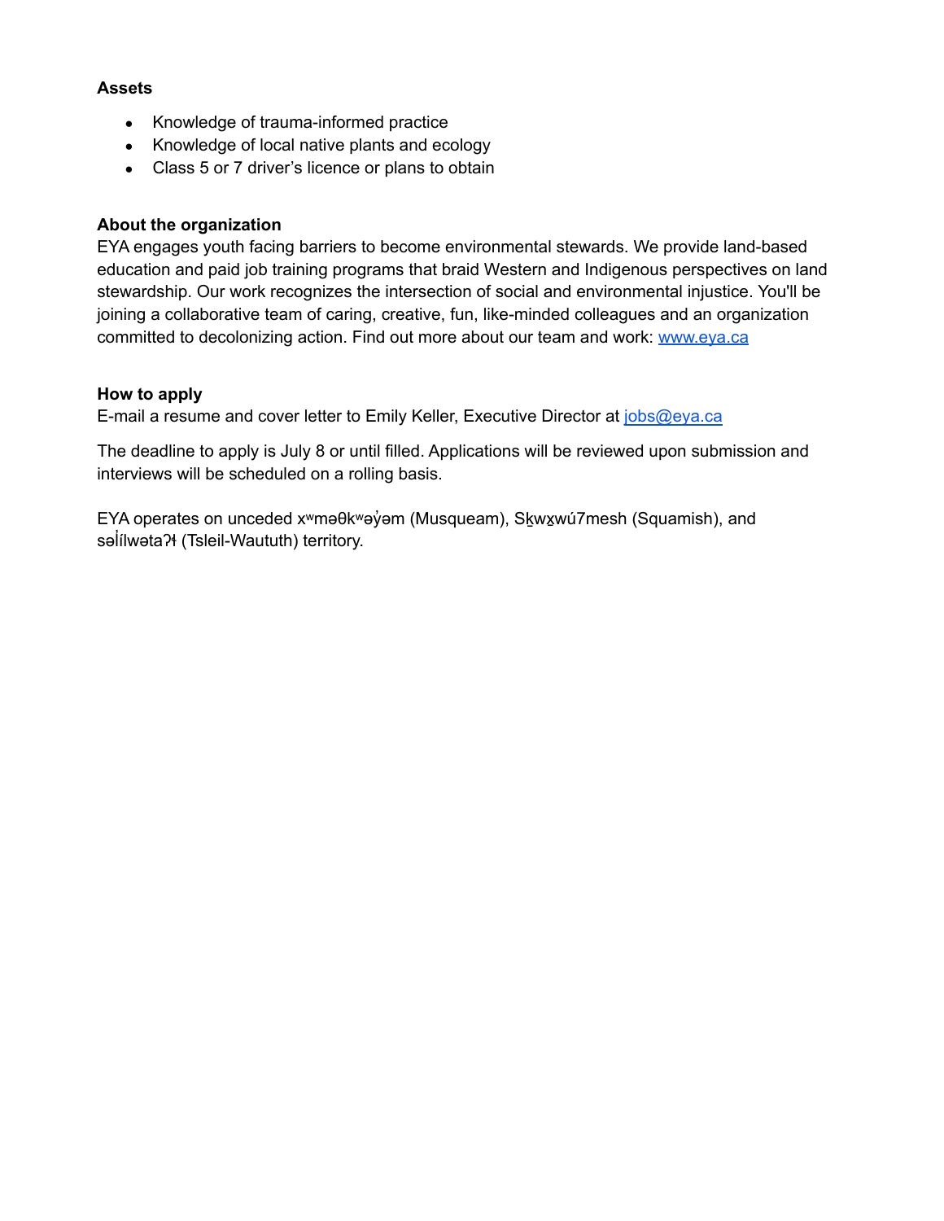**Assets**

- Knowledge of trauma-informed practice
- Knowledge of local native plants and ecology
- Class 5 or 7 driver's licence or plans to obtain

**About the organization**

EYA engages youth facing barriers to become environmental stewards. We provide land-based education and paid job training programs that braid Western and Indigenous perspectives on land stewardship. Our work recognizes the intersection of social and environmental injustice. You'll be joining a collaborative team of caring, creative, fun, like-minded colleagues and an organization committed to decolonizing action. Find out more about our team and work: [www.eya.ca](http://www.eya.ca)

**How to apply**

E-mail a resume and cover letter to Emily Keller, Executive Director at [jobs@eya.ca](mailto:jobs@eya.ca)

The deadline to apply is July 8 or until filled. Applications will be reviewed upon submission and interviews will be scheduled on a rolling basis.

EYA operates on unceded xʷməθkʷəy̓əm (Musqueam), Sḵwx̱wú7mesh (Squamish), and səl̓ílwətaʔɬ (Tsleil-Waututh) territory.